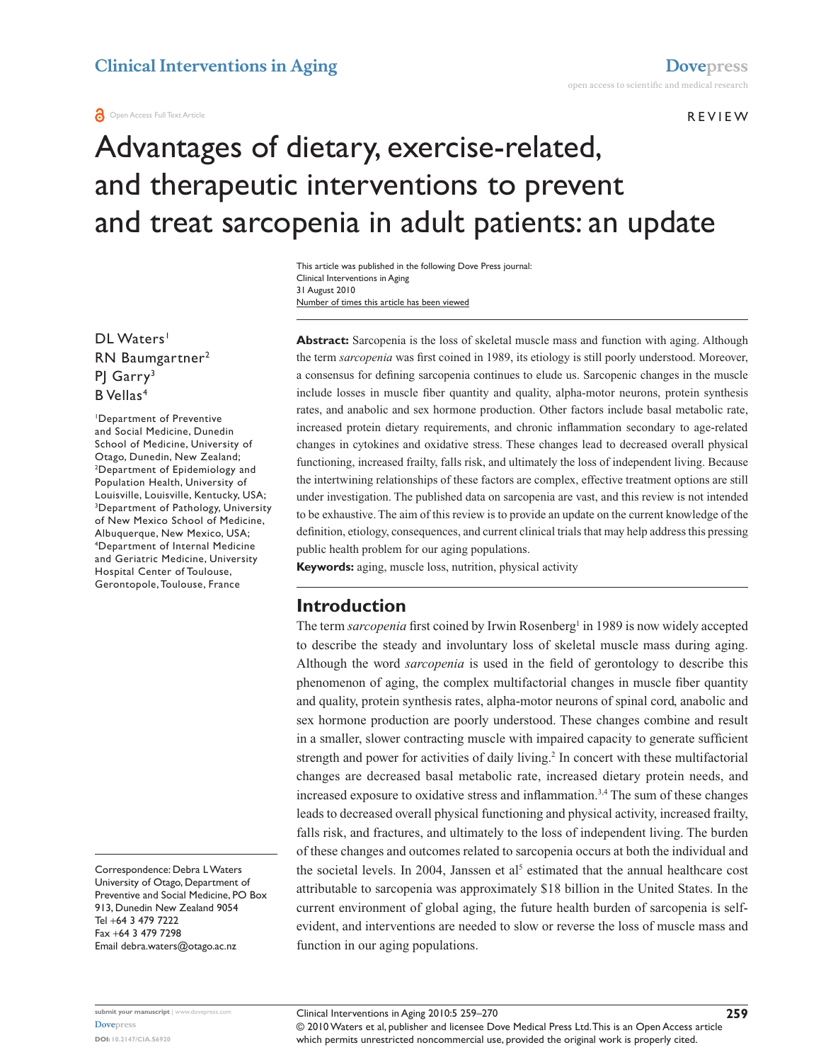REVIEW

# Advantages of dietary, exercise-related, and therapeutic interventions to prevent and treat sarcopenia in adult patients: an update

This article was published in the following Dove Press journal:
Clinical Interventions in Aging
31 August 2010
Number of times this article has been viewed

DL Waters[1]
RN Baumgartner[2]
PJ Garry[3]
B Vellas[4]

[1]Department of Preventive and Social Medicine, Dunedin School of Medicine, University of Otago, Dunedin, New Zealand; [2]Department of Epidemiology and Population Health, University of Louisville, Louisville, Kentucky, USA; [3]Department of Pathology, University of New Mexico School of Medicine, Albuquerque, New Mexico, USA; [4]Department of Internal Medicine and Geriatric Medicine, University Hospital Center of Toulouse, Gerontopole, Toulouse, France

Correspondence: Debra L Waters
University of Otago, Department of Preventive and Social Medicine, PO Box 913, Dunedin New Zealand 9054
Tel +64 3 479 7222
Fax +64 3 479 7298
Email debra.waters@otago.ac.nz

**Abstract:** Sarcopenia is the loss of skeletal muscle mass and function with aging. Although the term *sarcopenia* was first coined in 1989, its etiology is still poorly understood. Moreover, a consensus for defining sarcopenia continues to elude us. Sarcopenic changes in the muscle include losses in muscle fiber quantity and quality, alpha-motor neurons, protein synthesis rates, and anabolic and sex hormone production. Other factors include basal metabolic rate, increased protein dietary requirements, and chronic inflammation secondary to age-related changes in cytokines and oxidative stress. These changes lead to decreased overall physical functioning, increased frailty, falls risk, and ultimately the loss of independent living. Because the intertwining relationships of these factors are complex, effective treatment options are still under investigation. The published data on sarcopenia are vast, and this review is not intended to be exhaustive. The aim of this review is to provide an update on the current knowledge of the definition, etiology, consequences, and current clinical trials that may help address this pressing public health problem for our aging populations.

**Keywords:** aging, muscle loss, nutrition, physical activity

## Introduction

The term *sarcopenia* first coined by Irwin Rosenberg[1] in 1989 is now widely accepted to describe the steady and involuntary loss of skeletal muscle mass during aging. Although the word *sarcopenia* is used in the field of gerontology to describe this phenomenon of aging, the complex multifactorial changes in muscle fiber quantity and quality, protein synthesis rates, alpha-motor neurons of spinal cord, anabolic and sex hormone production are poorly understood. These changes combine and result in a smaller, slower contracting muscle with impaired capacity to generate sufficient strength and power for activities of daily living.[2] In concert with these multifactorial changes are decreased basal metabolic rate, increased dietary protein needs, and increased exposure to oxidative stress and inflammation.[3,4] The sum of these changes leads to decreased overall physical functioning and physical activity, increased frailty, falls risk, and fractures, and ultimately to the loss of independent living. The burden of these changes and outcomes related to sarcopenia occurs at both the individual and the societal levels. In 2004, Janssen et al[5] estimated that the annual healthcare cost attributable to sarcopenia was approximately \$18 billion in the United States. In the current environment of global aging, the future health burden of sarcopenia is self-evident, and interventions are needed to slow or reverse the loss of muscle mass and function in our aging populations.

© 2010 Waters et al, publisher and licensee Dove Medical Press Ltd. This is an Open Access article which permits unrestricted noncommercial use, provided the original work is properly cited.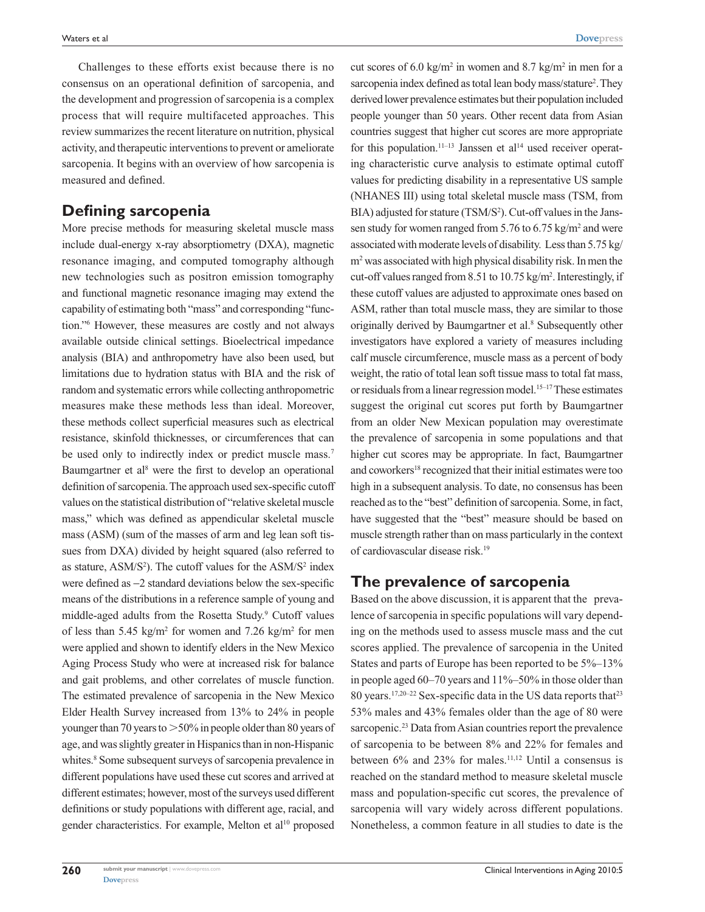Challenges to these efforts exist because there is no consensus on an operational definition of sarcopenia, and the development and progression of sarcopenia is a complex process that will require multifaceted approaches. This review summarizes the recent literature on nutrition, physical activity, and therapeutic interventions to prevent or ameliorate sarcopenia. It begins with an overview of how sarcopenia is measured and defined.

## Defining sarcopenia

More precise methods for measuring skeletal muscle mass include dual-energy x-ray absorptiometry (DXA), magnetic resonance imaging, and computed tomography although new technologies such as positron emission tomography and functional magnetic resonance imaging may extend the capability of estimating both "mass" and corresponding "function."[6] However, these measures are costly and not always available outside clinical settings. Bioelectrical impedance analysis (BIA) and anthropometry have also been used, but limitations due to hydration status with BIA and the risk of random and systematic errors while collecting anthropometric measures make these methods less than ideal. Moreover, these methods collect superficial measures such as electrical resistance, skinfold thicknesses, or circumferences that can be used only to indirectly index or predict muscle mass.[7] Baumgartner et al[8] were the first to develop an operational definition of sarcopenia. The approach used sex-specific cutoff values on the statistical distribution of "relative skeletal muscle mass," which was defined as appendicular skeletal muscle mass (ASM) (sum of the masses of arm and leg lean soft tissues from DXA) divided by height squared (also referred to as stature, $ASM/S^2$). The cutoff values for the $ASM/S^2$ index were defined as −2 standard deviations below the sex-specific means of the distributions in a reference sample of young and middle-aged adults from the Rosetta Study.[9] Cutoff values of less than 5.45 kg/m$^2$ for women and 7.26 kg/m$^2$ for men were applied and shown to identify elders in the New Mexico Aging Process Study who were at increased risk for balance and gait problems, and other correlates of muscle function. The estimated prevalence of sarcopenia in the New Mexico Elder Health Survey increased from 13% to 24% in people younger than 70 years to >50% in people older than 80 years of age, and was slightly greater in Hispanics than in non-Hispanic whites.[8] Some subsequent surveys of sarcopenia prevalence in different populations have used these cut scores and arrived at different estimates; however, most of the surveys used different definitions or study populations with different age, racial, and gender characteristics. For example, Melton et al[10] proposed cut scores of 6.0 kg/m$^2$ in women and 8.7 kg/m$^2$ in men for a sarcopenia index defined as total lean body mass/stature$^2$. They derived lower prevalence estimates but their population included people younger than 50 years. Other recent data from Asian countries suggest that higher cut scores are more appropriate for this population.[11–13] Janssen et al[14] used receiver operating characteristic curve analysis to estimate optimal cutoff values for predicting disability in a representative US sample (NHANES III) using total skeletal muscle mass (TSM, from BIA) adjusted for stature ($TSM/S^2$). Cut-off values in the Janssen study for women ranged from 5.76 to 6.75 kg/m$^2$ and were associated with moderate levels of disability. Less than 5.75 kg/m$^2$ was associated with high physical disability risk. In men the cut-off values ranged from 8.51 to 10.75 kg/m$^2$. Interestingly, if these cutoff values are adjusted to approximate ones based on ASM, rather than total muscle mass, they are similar to those originally derived by Baumgartner et al.[8] Subsequently other investigators have explored a variety of measures including calf muscle circumference, muscle mass as a percent of body weight, the ratio of total lean soft tissue mass to total fat mass, or residuals from a linear regression model.[15–17] These estimates suggest the original cut scores put forth by Baumgartner from an older New Mexican population may overestimate the prevalence of sarcopenia in some populations and that higher cut scores may be appropriate. In fact, Baumgartner and coworkers[18] recognized that their initial estimates were too high in a subsequent analysis. To date, no consensus has been reached as to the "best" definition of sarcopenia. Some, in fact, have suggested that the "best" measure should be based on muscle strength rather than on mass particularly in the context of cardiovascular disease risk.[19]

## The prevalence of sarcopenia

Based on the above discussion, it is apparent that the prevalence of sarcopenia in specific populations will vary depending on the methods used to assess muscle mass and the cut scores applied. The prevalence of sarcopenia in the United States and parts of Europe has been reported to be 5%–13% in people aged 60–70 years and 11%–50% in those older than 80 years.[17,20–22] Sex-specific data in the US data reports that[23] 53% males and 43% females older than the age of 80 were sarcopenic.[23] Data from Asian countries report the prevalence of sarcopenia to be between 8% and 22% for females and between 6% and 23% for males.[11,12] Until a consensus is reached on the standard method to measure skeletal muscle mass and population-specific cut scores, the prevalence of sarcopenia will vary widely across different populations. Nonetheless, a common feature in all studies to date is the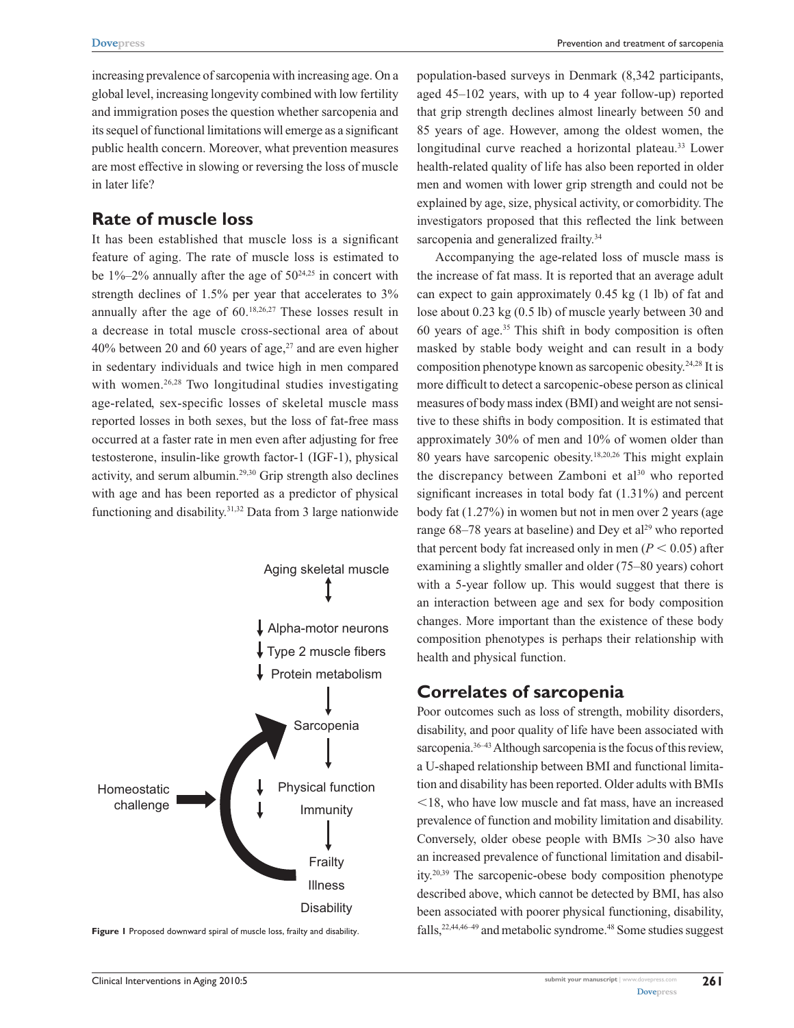increasing prevalence of sarcopenia with increasing age. On a global level, increasing longevity combined with low fertility and immigration poses the question whether sarcopenia and its sequel of functional limitations will emerge as a significant public health concern. Moreover, what prevention measures are most effective in slowing or reversing the loss of muscle in later life?

## Rate of muscle loss

It has been established that muscle loss is a significant feature of aging. The rate of muscle loss is estimated to be 1%–2% annually after the age of 50[24,25] in concert with strength declines of 1.5% per year that accelerates to 3% annually after the age of 60.[18,26,27] These losses result in a decrease in total muscle cross-sectional area of about 40% between 20 and 60 years of age,[27] and are even higher in sedentary individuals and twice high in men compared with women.[26,28] Two longitudinal studies investigating age-related, sex-specific losses of skeletal muscle mass reported losses in both sexes, but the loss of fat-free mass occurred at a faster rate in men even after adjusting for free testosterone, insulin-like growth factor-1 (IGF-1), physical activity, and serum albumin.[29,30] Grip strength also declines with age and has been reported as a predictor of physical functioning and disability.[31,32] Data from 3 large nationwide population-based surveys in Denmark (8,342 participants, aged 45–102 years, with up to 4 year follow-up) reported that grip strength declines almost linearly between 50 and 85 years of age. However, among the oldest women, the longitudinal curve reached a horizontal plateau.[33] Lower health-related quality of life has also been reported in older men and women with lower grip strength and could not be explained by age, size, physical activity, or comorbidity. The investigators proposed that this reflected the link between sarcopenia and generalized frailty.[34]

Accompanying the age-related loss of muscle mass is the increase of fat mass. It is reported that an average adult can expect to gain approximately 0.45 kg (1 lb) of fat and lose about 0.23 kg (0.5 lb) of muscle yearly between 30 and 60 years of age.[35] This shift in body composition is often masked by stable body weight and can result in a body composition phenotype known as sarcopenic obesity.[24,28] It is more difficult to detect a sarcopenic-obese person as clinical measures of body mass index (BMI) and weight are not sensitive to these shifts in body composition. It is estimated that approximately 30% of men and 10% of women older than 80 years have sarcopenic obesity.[18,20,26] This might explain the discrepancy between Zamboni et al[30] who reported significant increases in total body fat (1.31%) and percent body fat (1.27%) in women but not in men over 2 years (age range 68–78 years at baseline) and Dey et al[29] who reported that percent body fat increased only in men ($P < 0.05$) after examining a slightly smaller and older (75–80 years) cohort with a 5-year follow up. This would suggest that there is an interaction between age and sex for body composition changes. More important than the existence of these body composition phenotypes is perhaps their relationship with health and physical function.

Aging skeletal muscle

↓ Alpha-motor neurons
↓ Type 2 muscle fibers
↓ Protein metabolism

Sarcopenia

Homeostatic challenge

↓ Physical function
↓ Immunity

Frailty
Illness
Disability

**Figure 1** Proposed downward spiral of muscle loss, frailty and disability.

## Correlates of sarcopenia

Poor outcomes such as loss of strength, mobility disorders, disability, and poor quality of life have been associated with sarcopenia.[36–43] Although sarcopenia is the focus of this review, a U-shaped relationship between BMI and functional limitation and disability has been reported. Older adults with BMIs <18, who have low muscle and fat mass, have an increased prevalence of function and mobility limitation and disability. Conversely, older obese people with BMIs >30 also have an increased prevalence of functional limitation and disability.[20,39] The sarcopenic-obese body composition phenotype described above, which cannot be detected by BMI, has also been associated with poorer physical functioning, disability, falls,[22,44,46–49] and metabolic syndrome.[48] Some studies suggest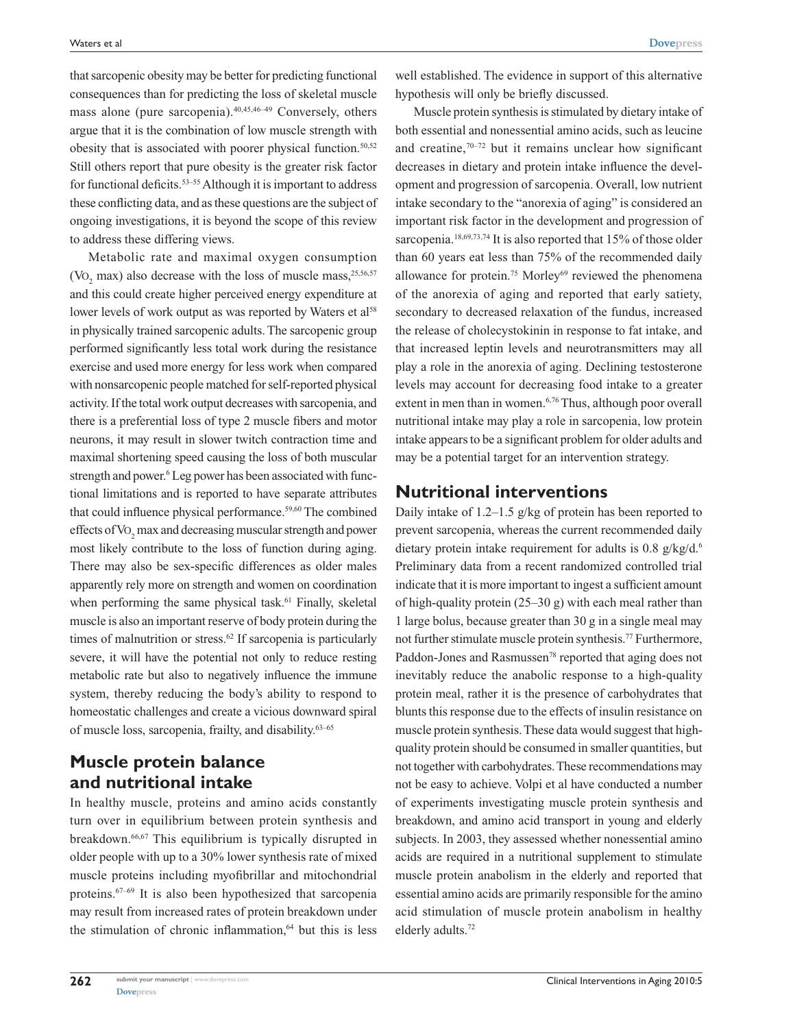that sarcopenic obesity may be better for predicting functional consequences than for predicting the loss of skeletal muscle mass alone (pure sarcopenia).[40,45,46–49] Conversely, others argue that it is the combination of low muscle strength with obesity that is associated with poorer physical function.[50,52] Still others report that pure obesity is the greater risk factor for functional deficits.[53–55] Although it is important to address these conflicting data, and as these questions are the subject of ongoing investigations, it is beyond the scope of this review to address these differing views.

Metabolic rate and maximal oxygen consumption ($VO_2$ max) also decrease with the loss of muscle mass,[25,56,57] and this could create higher perceived energy expenditure at lower levels of work output as was reported by Waters et al[58] in physically trained sarcopenic adults. The sarcopenic group performed significantly less total work during the resistance exercise and used more energy for less work when compared with nonsarcopenic people matched for self-reported physical activity. If the total work output decreases with sarcopenia, and there is a preferential loss of type 2 muscle fibers and motor neurons, it may result in slower twitch contraction time and maximal shortening speed causing the loss of both muscular strength and power.[6] Leg power has been associated with functional limitations and is reported to have separate attributes that could influence physical performance.[59,60] The combined effects of $VO_2$ max and decreasing muscular strength and power most likely contribute to the loss of function during aging. There may also be sex-specific differences as older males apparently rely more on strength and women on coordination when performing the same physical task.[61] Finally, skeletal muscle is also an important reserve of body protein during the times of malnutrition or stress.[62] If sarcopenia is particularly severe, it will have the potential not only to reduce resting metabolic rate but also to negatively influence the immune system, thereby reducing the body's ability to respond to homeostatic challenges and create a vicious downward spiral of muscle loss, sarcopenia, frailty, and disability.[63–65]

## Muscle protein balance and nutritional intake

In healthy muscle, proteins and amino acids constantly turn over in equilibrium between protein synthesis and breakdown.[66,67] This equilibrium is typically disrupted in older people with up to a 30% lower synthesis rate of mixed muscle proteins including myofibrillar and mitochondrial proteins.[67–69] It is also been hypothesized that sarcopenia may result from increased rates of protein breakdown under the stimulation of chronic inflammation,[64] but this is less well established. The evidence in support of this alternative hypothesis will only be briefly discussed.

Muscle protein synthesis is stimulated by dietary intake of both essential and nonessential amino acids, such as leucine and creatine,[70–72] but it remains unclear how significant decreases in dietary and protein intake influence the development and progression of sarcopenia. Overall, low nutrient intake secondary to the "anorexia of aging" is considered an important risk factor in the development and progression of sarcopenia.[18,69,73,74] It is also reported that 15% of those older than 60 years eat less than 75% of the recommended daily allowance for protein.[75] Morley[69] reviewed the phenomena of the anorexia of aging and reported that early satiety, secondary to decreased relaxation of the fundus, increased the release of cholecystokinin in response to fat intake, and that increased leptin levels and neurotransmitters may all play a role in the anorexia of aging. Declining testosterone levels may account for decreasing food intake to a greater extent in men than in women.[6,76] Thus, although poor overall nutritional intake may play a role in sarcopenia, low protein intake appears to be a significant problem for older adults and may be a potential target for an intervention strategy.

## Nutritional interventions

Daily intake of 1.2–1.5 g/kg of protein has been reported to prevent sarcopenia, whereas the current recommended daily dietary protein intake requirement for adults is 0.8 g/kg/d.[6] Preliminary data from a recent randomized controlled trial indicate that it is more important to ingest a sufficient amount of high-quality protein (25–30 g) with each meal rather than 1 large bolus, because greater than 30 g in a single meal may not further stimulate muscle protein synthesis.[77] Furthermore, Paddon-Jones and Rasmussen[78] reported that aging does not inevitably reduce the anabolic response to a high-quality protein meal, rather it is the presence of carbohydrates that blunts this response due to the effects of insulin resistance on muscle protein synthesis. These data would suggest that high-quality protein should be consumed in smaller quantities, but not together with carbohydrates. These recommendations may not be easy to achieve. Volpi et al have conducted a number of experiments investigating muscle protein synthesis and breakdown, and amino acid transport in young and elderly subjects. In 2003, they assessed whether nonessential amino acids are required in a nutritional supplement to stimulate muscle protein anabolism in the elderly and reported that essential amino acids are primarily responsible for the amino acid stimulation of muscle protein anabolism in healthy elderly adults.[72]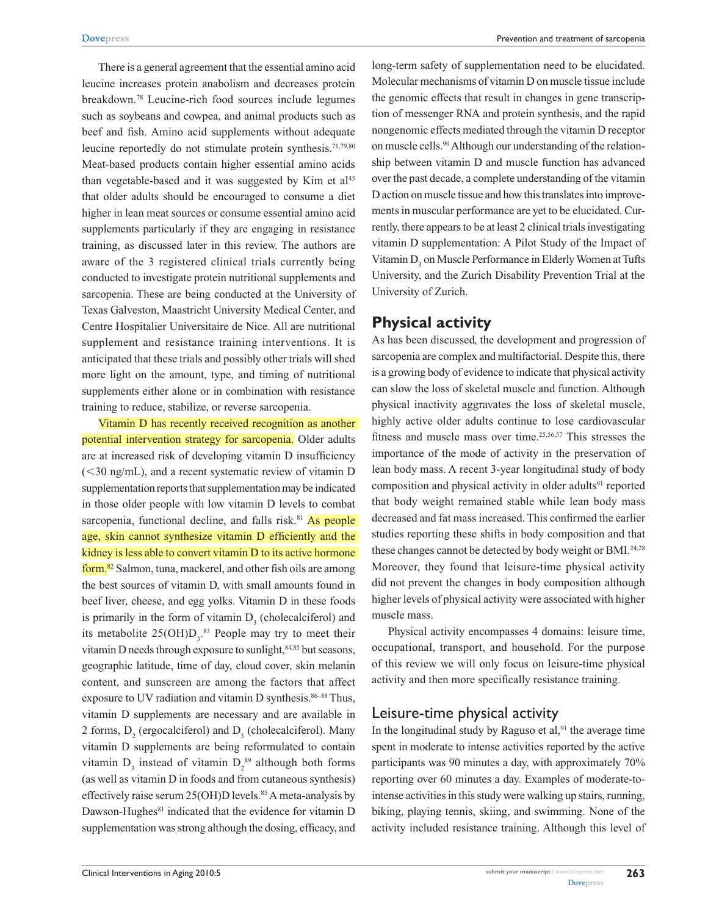There is a general agreement that the essential amino acid leucine increases protein anabolism and decreases protein breakdown.[78] Leucine-rich food sources include legumes such as soybeans and cowpea, and animal products such as beef and fish. Amino acid supplements without adequate leucine reportedly do not stimulate protein synthesis.[71,79,80] Meat-based products contain higher essential amino acids than vegetable-based and it was suggested by Kim et al[45] that older adults should be encouraged to consume a diet higher in lean meat sources or consume essential amino acid supplements particularly if they are engaging in resistance training, as discussed later in this review. The authors are aware of the 3 registered clinical trials currently being conducted to investigate protein nutritional supplements and sarcopenia. These are being conducted at the University of Texas Galveston, Maastricht University Medical Center, and Centre Hospitalier Universitaire de Nice. All are nutritional supplement and resistance training interventions. It is anticipated that these trials and possibly other trials will shed more light on the amount, type, and timing of nutritional supplements either alone or in combination with resistance training to reduce, stabilize, or reverse sarcopenia.

Vitamin D has recently received recognition as another potential intervention strategy for sarcopenia. Older adults are at increased risk of developing vitamin D insufficiency (<30 ng/mL), and a recent systematic review of vitamin D supplementation reports that supplementation may be indicated in those older people with low vitamin D levels to combat sarcopenia, functional decline, and falls risk.[81] As people age, skin cannot synthesize vitamin D efficiently and the kidney is less able to convert vitamin D to its active hormone form.[82] Salmon, tuna, mackerel, and other fish oils are among the best sources of vitamin D, with small amounts found in beef liver, cheese, and egg yolks. Vitamin D in these foods is primarily in the form of vitamin $D_3$ (cholecalciferol) and its metabolite $25(OH)D_3$.[83] People may try to meet their vitamin D needs through exposure to sunlight,[84,85] but seasons, geographic latitude, time of day, cloud cover, skin melanin content, and sunscreen are among the factors that affect exposure to UV radiation and vitamin D synthesis.[86–88] Thus, vitamin D supplements are necessary and are available in 2 forms, $D_2$ (ergocalciferol) and $D_3$ (cholecalciferol). Many vitamin D supplements are being reformulated to contain vitamin $D_3$ instead of vitamin $D_2$[89] although both forms (as well as vitamin D in foods and from cutaneous synthesis) effectively raise serum 25(OH)D levels.[85] A meta-analysis by Dawson-Hughes[81] indicated that the evidence for vitamin D supplementation was strong although the dosing, efficacy, and long-term safety of supplementation need to be elucidated. Molecular mechanisms of vitamin D on muscle tissue include the genomic effects that result in changes in gene transcription of messenger RNA and protein synthesis, and the rapid nongenomic effects mediated through the vitamin D receptor on muscle cells.[90] Although our understanding of the relationship between vitamin D and muscle function has advanced over the past decade, a complete understanding of the vitamin D action on muscle tissue and how this translates into improvements in muscular performance are yet to be elucidated. Currently, there appears to be at least 2 clinical trials investigating vitamin D supplementation: A Pilot Study of the Impact of Vitamin $D_3$ on Muscle Performance in Elderly Women at Tufts University, and the Zurich Disability Prevention Trial at the University of Zurich.

## Physical activity

As has been discussed, the development and progression of sarcopenia are complex and multifactorial. Despite this, there is a growing body of evidence to indicate that physical activity can slow the loss of skeletal muscle and function. Although physical inactivity aggravates the loss of skeletal muscle, highly active older adults continue to lose cardiovascular fitness and muscle mass over time.[25,56,57] This stresses the importance of the mode of activity in the preservation of lean body mass. A recent 3-year longitudinal study of body composition and physical activity in older adults[91] reported that body weight remained stable while lean body mass decreased and fat mass increased. This confirmed the earlier studies reporting these shifts in body composition and that these changes cannot be detected by body weight or BMI.[24,28] Moreover, they found that leisure-time physical activity did not prevent the changes in body composition although higher levels of physical activity were associated with higher muscle mass.

Physical activity encompasses 4 domains: leisure time, occupational, transport, and household. For the purpose of this review we will only focus on leisure-time physical activity and then more specifically resistance training.

### Leisure-time physical activity

In the longitudinal study by Raguso et al,[91] the average time spent in moderate to intense activities reported by the active participants was 90 minutes a day, with approximately 70% reporting over 60 minutes a day. Examples of moderate-to-intense activities in this study were walking up stairs, running, biking, playing tennis, skiing, and swimming. None of the activity included resistance training. Although this level of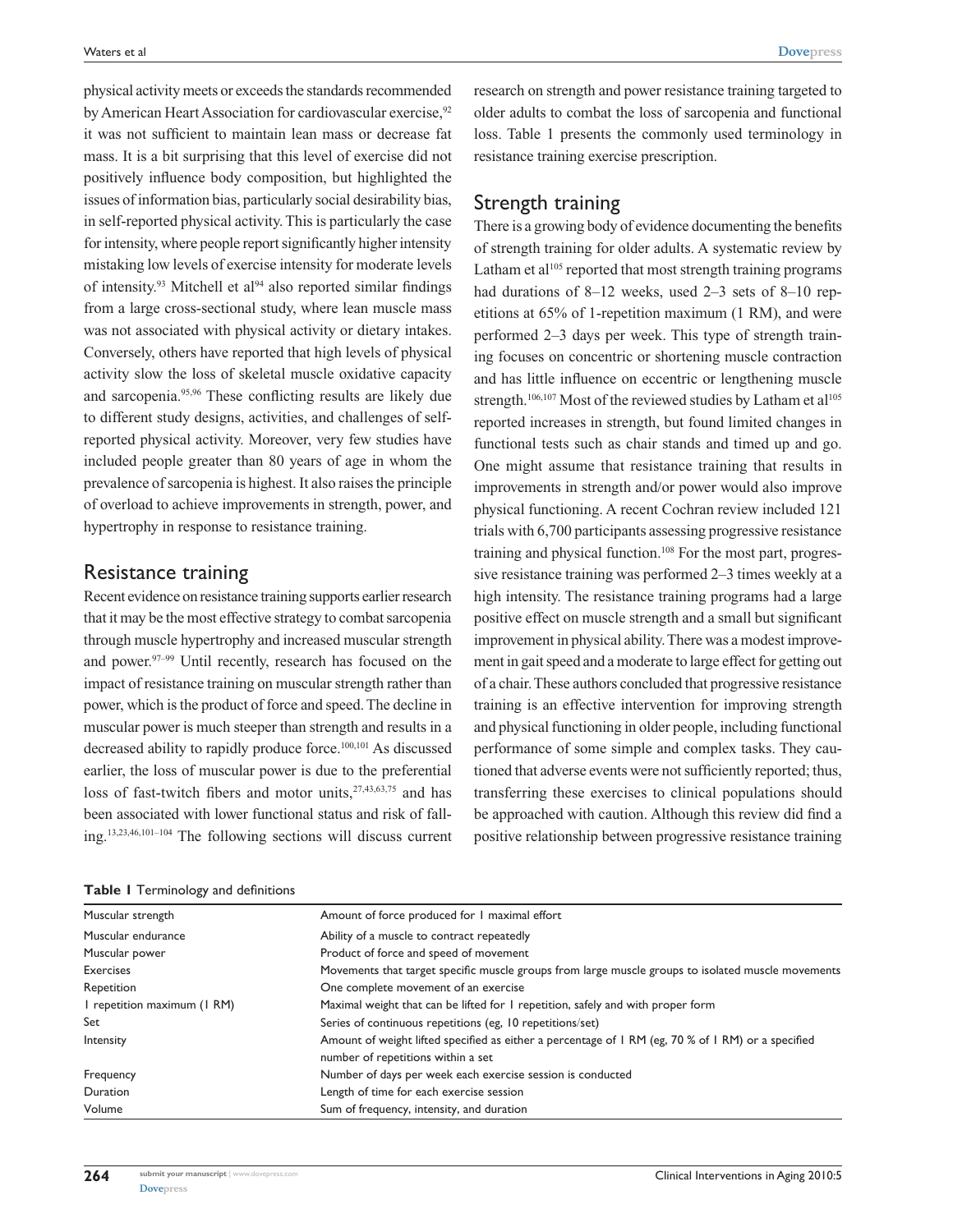physical activity meets or exceeds the standards recommended by American Heart Association for cardiovascular exercise,[92] it was not sufficient to maintain lean mass or decrease fat mass. It is a bit surprising that this level of exercise did not positively influence body composition, but highlighted the issues of information bias, particularly social desirability bias, in self-reported physical activity. This is particularly the case for intensity, where people report significantly higher intensity mistaking low levels of exercise intensity for moderate levels of intensity.[93] Mitchell et al[94] also reported similar findings from a large cross-sectional study, where lean muscle mass was not associated with physical activity or dietary intakes. Conversely, others have reported that high levels of physical activity slow the loss of skeletal muscle oxidative capacity and sarcopenia.[95,96] These conflicting results are likely due to different study designs, activities, and challenges of self-reported physical activity. Moreover, very few studies have included people greater than 80 years of age in whom the prevalence of sarcopenia is highest. It also raises the principle of overload to achieve improvements in strength, power, and hypertrophy in response to resistance training.

## Resistance training

Recent evidence on resistance training supports earlier research that it may be the most effective strategy to combat sarcopenia through muscle hypertrophy and increased muscular strength and power.[97–99] Until recently, research has focused on the impact of resistance training on muscular strength rather than power, which is the product of force and speed. The decline in muscular power is much steeper than strength and results in a decreased ability to rapidly produce force.[100,101] As discussed earlier, the loss of muscular power is due to the preferential loss of fast-twitch fibers and motor units,[27,43,63,75] and has been associated with lower functional status and risk of falling.[13,23,46,101–104] The following sections will discuss current research on strength and power resistance training targeted to older adults to combat the loss of sarcopenia and functional loss. Table 1 presents the commonly used terminology in resistance training exercise prescription.

## Strength training

There is a growing body of evidence documenting the benefits of strength training for older adults. A systematic review by Latham et al[105] reported that most strength training programs had durations of 8–12 weeks, used 2–3 sets of 8–10 repetitions at 65% of 1-repetition maximum (1 RM), and were performed 2–3 days per week. This type of strength training focuses on concentric or shortening muscle contraction and has little influence on eccentric or lengthening muscle strength.[106,107] Most of the reviewed studies by Latham et al[105] reported increases in strength, but found limited changes in functional tests such as chair stands and timed up and go. One might assume that resistance training that results in improvements in strength and/or power would also improve physical functioning. A recent Cochran review included 121 trials with 6,700 participants assessing progressive resistance training and physical function.[108] For the most part, progressive resistance training was performed 2–3 times weekly at a high intensity. The resistance training programs had a large positive effect on muscle strength and a small but significant improvement in physical ability. There was a modest improvement in gait speed and a moderate to large effect for getting out of a chair. These authors concluded that progressive resistance training is an effective intervention for improving strength and physical functioning in older people, including functional performance of some simple and complex tasks. They cautioned that adverse events were not sufficiently reported; thus, transferring these exercises to clinical populations should be approached with caution. Although this review did find a positive relationship between progressive resistance training

**Table 1** Terminology and definitions

| Term | Definition |
|---|---|
| Muscular strength | Amount of force produced for 1 maximal effort |
| Muscular endurance | Ability of a muscle to contract repeatedly |
| Muscular power | Product of force and speed of movement |
| Exercises | Movements that target specific muscle groups from large muscle groups to isolated muscle movements |
| Repetition | One complete movement of an exercise |
| 1 repetition maximum (1 RM) | Maximal weight that can be lifted for 1 repetition, safely and with proper form |
| Set | Series of continuous repetitions (eg, 10 repetitions/set) |
| Intensity | Amount of weight lifted specified as either a percentage of 1 RM (eg, 70 % of 1 RM) or a specified number of repetitions within a set |
| Frequency | Number of days per week each exercise session is conducted |
| Duration | Length of time for each exercise session |
| Volume | Sum of frequency, intensity, and duration |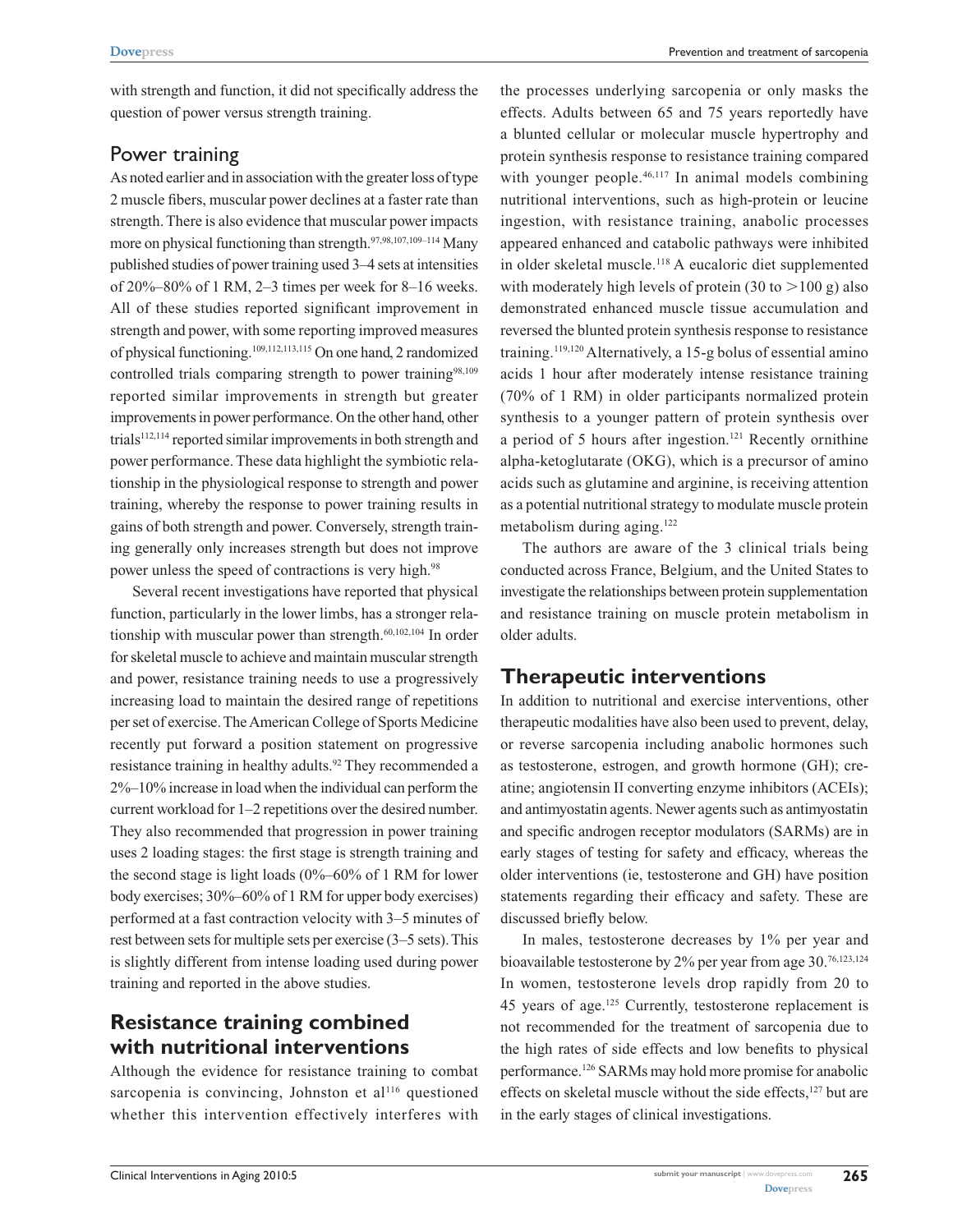with strength and function, it did not specifically address the question of power versus strength training.

### Power training

As noted earlier and in association with the greater loss of type 2 muscle fibers, muscular power declines at a faster rate than strength. There is also evidence that muscular power impacts more on physical functioning than strength.[97,98,107,109–114] Many published studies of power training used 3–4 sets at intensities of 20%–80% of 1 RM, 2–3 times per week for 8–16 weeks. All of these studies reported significant improvement in strength and power, with some reporting improved measures of physical functioning.[109,112,113,115] On one hand, 2 randomized controlled trials comparing strength to power training[98,109] reported similar improvements in strength but greater improvements in power performance. On the other hand, other trials[112,114] reported similar improvements in both strength and power performance. These data highlight the symbiotic relationship in the physiological response to strength and power training, whereby the response to power training results in gains of both strength and power. Conversely, strength training generally only increases strength but does not improve power unless the speed of contractions is very high.[98]

Several recent investigations have reported that physical function, particularly in the lower limbs, has a stronger relationship with muscular power than strength.[60,102,104] In order for skeletal muscle to achieve and maintain muscular strength and power, resistance training needs to use a progressively increasing load to maintain the desired range of repetitions per set of exercise. The American College of Sports Medicine recently put forward a position statement on progressive resistance training in healthy adults.[92] They recommended a 2%–10% increase in load when the individual can perform the current workload for 1–2 repetitions over the desired number. They also recommended that progression in power training uses 2 loading stages: the first stage is strength training and the second stage is light loads (0%–60% of 1 RM for lower body exercises; 30%–60% of 1 RM for upper body exercises) performed at a fast contraction velocity with 3–5 minutes of rest between sets for multiple sets per exercise (3–5 sets). This is slightly different from intense loading used during power training and reported in the above studies.

## Resistance training combined with nutritional interventions

Although the evidence for resistance training to combat sarcopenia is convincing, Johnston et al[116] questioned whether this intervention effectively interferes with the processes underlying sarcopenia or only masks the effects. Adults between 65 and 75 years reportedly have a blunted cellular or molecular muscle hypertrophy and protein synthesis response to resistance training compared with younger people.[46,117] In animal models combining nutritional interventions, such as high-protein or leucine ingestion, with resistance training, anabolic processes appeared enhanced and catabolic pathways were inhibited in older skeletal muscle.[118] A eucaloric diet supplemented with moderately high levels of protein (30 to >100 g) also demonstrated enhanced muscle tissue accumulation and reversed the blunted protein synthesis response to resistance training.[119,120] Alternatively, a 15-g bolus of essential amino acids 1 hour after moderately intense resistance training (70% of 1 RM) in older participants normalized protein synthesis to a younger pattern of protein synthesis over a period of 5 hours after ingestion.[121] Recently ornithine alpha-ketoglutarate (OKG), which is a precursor of amino acids such as glutamine and arginine, is receiving attention as a potential nutritional strategy to modulate muscle protein metabolism during aging.[122]

The authors are aware of the 3 clinical trials being conducted across France, Belgium, and the United States to investigate the relationships between protein supplementation and resistance training on muscle protein metabolism in older adults.

## Therapeutic interventions

In addition to nutritional and exercise interventions, other therapeutic modalities have also been used to prevent, delay, or reverse sarcopenia including anabolic hormones such as testosterone, estrogen, and growth hormone (GH); creatine; angiotensin II converting enzyme inhibitors (ACEIs); and antimyostatin agents. Newer agents such as antimyostatin and specific androgen receptor modulators (SARMs) are in early stages of testing for safety and efficacy, whereas the older interventions (ie, testosterone and GH) have position statements regarding their efficacy and safety. These are discussed briefly below.

In males, testosterone decreases by 1% per year and bioavailable testosterone by 2% per year from age 30.[76,123,124] In women, testosterone levels drop rapidly from 20 to 45 years of age.[125] Currently, testosterone replacement is not recommended for the treatment of sarcopenia due to the high rates of side effects and low benefits to physical performance.[126] SARMs may hold more promise for anabolic effects on skeletal muscle without the side effects,[127] but are in the early stages of clinical investigations.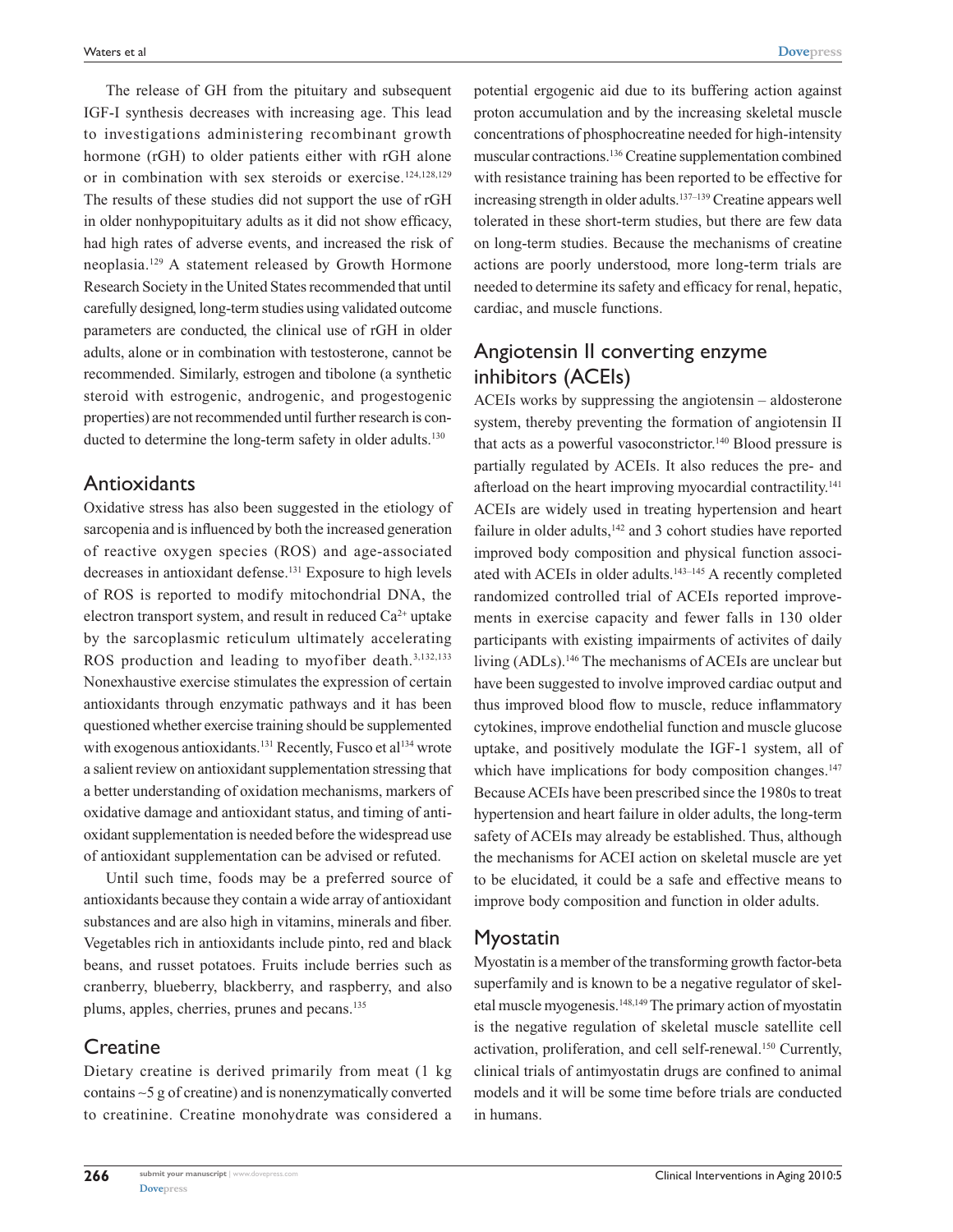The release of GH from the pituitary and subsequent IGF-I synthesis decreases with increasing age. This lead to investigations administering recombinant growth hormone (rGH) to older patients either with rGH alone or in combination with sex steroids or exercise.[124,128,129] The results of these studies did not support the use of rGH in older nonhypopituitary adults as it did not show efficacy, had high rates of adverse events, and increased the risk of neoplasia.[129] A statement released by Growth Hormone Research Society in the United States recommended that until carefully designed, long-term studies using validated outcome parameters are conducted, the clinical use of rGH in older adults, alone or in combination with testosterone, cannot be recommended. Similarly, estrogen and tibolone (a synthetic steroid with estrogenic, androgenic, and progestogenic properties) are not recommended until further research is conducted to determine the long-term safety in older adults.[130]

## Antioxidants

Oxidative stress has also been suggested in the etiology of sarcopenia and is influenced by both the increased generation of reactive oxygen species (ROS) and age-associated decreases in antioxidant defense.[131] Exposure to high levels of ROS is reported to modify mitochondrial DNA, the electron transport system, and result in reduced $Ca^{2+}$ uptake by the sarcoplasmic reticulum ultimately accelerating ROS production and leading to myofiber death.[3,132,133] Nonexhaustive exercise stimulates the expression of certain antioxidants through enzymatic pathways and it has been questioned whether exercise training should be supplemented with exogenous antioxidants.[131] Recently, Fusco et al[134] wrote a salient review on antioxidant supplementation stressing that a better understanding of oxidation mechanisms, markers of oxidative damage and antioxidant status, and timing of antioxidant supplementation is needed before the widespread use of antioxidant supplementation can be advised or refuted.

Until such time, foods may be a preferred source of antioxidants because they contain a wide array of antioxidant substances and are also high in vitamins, minerals and fiber. Vegetables rich in antioxidants include pinto, red and black beans, and russet potatoes. Fruits include berries such as cranberry, blueberry, blackberry, and raspberry, and also plums, apples, cherries, prunes and pecans.[135]

## Creatine

Dietary creatine is derived primarily from meat (1 kg contains ~5 g of creatine) and is nonenzymatically converted to creatinine. Creatine monohydrate was considered a potential ergogenic aid due to its buffering action against proton accumulation and by the increasing skeletal muscle concentrations of phosphocreatine needed for high-intensity muscular contractions.[136] Creatine supplementation combined with resistance training has been reported to be effective for increasing strength in older adults.[137–139] Creatine appears well tolerated in these short-term studies, but there are few data on long-term studies. Because the mechanisms of creatine actions are poorly understood, more long-term trials are needed to determine its safety and efficacy for renal, hepatic, cardiac, and muscle functions.

## Angiotensin II converting enzyme inhibitors (ACEIs)

ACEIs works by suppressing the angiotensin – aldosterone system, thereby preventing the formation of angiotensin II that acts as a powerful vasoconstrictor.[140] Blood pressure is partially regulated by ACEIs. It also reduces the pre- and afterload on the heart improving myocardial contractility.[141] ACEIs are widely used in treating hypertension and heart failure in older adults,[142] and 3 cohort studies have reported improved body composition and physical function associated with ACEIs in older adults.[143–145] A recently completed randomized controlled trial of ACEIs reported improvements in exercise capacity and fewer falls in 130 older participants with existing impairments of activites of daily living (ADLs).[146] The mechanisms of ACEIs are unclear but have been suggested to involve improved cardiac output and thus improved blood flow to muscle, reduce inflammatory cytokines, improve endothelial function and muscle glucose uptake, and positively modulate the IGF-1 system, all of which have implications for body composition changes.[147] Because ACEIs have been prescribed since the 1980s to treat hypertension and heart failure in older adults, the long-term safety of ACEIs may already be established. Thus, although the mechanisms for ACEI action on skeletal muscle are yet to be elucidated, it could be a safe and effective means to improve body composition and function in older adults.

## Myostatin

Myostatin is a member of the transforming growth factor-beta superfamily and is known to be a negative regulator of skeletal muscle myogenesis.[148,149] The primary action of myostatin is the negative regulation of skeletal muscle satellite cell activation, proliferation, and cell self-renewal.[150] Currently, clinical trials of antimyostatin drugs are confined to animal models and it will be some time before trials are conducted in humans.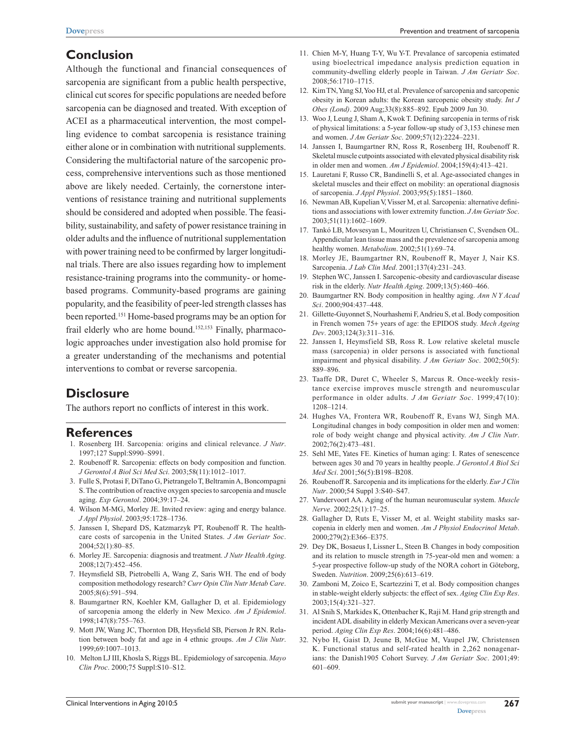## Conclusion

Although the functional and financial consequences of sarcopenia are significant from a public health perspective, clinical cut scores for specific populations are needed before sarcopenia can be diagnosed and treated. With exception of ACEI as a pharmaceutical intervention, the most compelling evidence to combat sarcopenia is resistance training either alone or in combination with nutritional supplements. Considering the multifactorial nature of the sarcopenic process, comprehensive interventions such as those mentioned above are likely needed. Certainly, the cornerstone interventions of resistance training and nutritional supplements should be considered and adopted when possible. The feasibility, sustainability, and safety of power resistance training in older adults and the influence of nutritional supplementation with power training need to be confirmed by larger longitudinal trials. There are also issues regarding how to implement resistance-training programs into the community- or home-based programs. Community-based programs are gaining popularity, and the feasibility of peer-led strength classes has been reported.[151] Home-based programs may be an option for frail elderly who are home bound.[152,153] Finally, pharmacologic approaches under investigation also hold promise for a greater understanding of the mechanisms and potential interventions to combat or reverse sarcopenia.

## Disclosure

The authors report no conflicts of interest in this work.

## References

1. Rosenberg IH. Sarcopenia: origins and clinical relevance. *J Nutr*. 1997;127 Suppl:S990–S991.
2. Roubenoff R. Sarcopenia: effects on body composition and function. *J Gerontol A Biol Sci Med Sci*. 2003;58(11):1012–1017.
3. Fulle S, Protasi F, DiTano G, Pietrangelo T, Beltramin A, Boncompagni S. The contribution of reactive oxygen species to sarcopenia and muscle aging. *Exp Gerontol*. 2004;39:17–24.
4. Wilson M-MG, Morley JE. Invited review: aging and energy balance. *J Appl Physiol*. 2003;95:1728–1736.
5. Janssen I, Shepard DS, Katzmarzyk PT, Roubenoff R. The healthcare costs of sarcopenia in the United States. *J Am Geriatr Soc*. 2004;52(1):80–85.
6. Morley JE. Sarcopenia: diagnosis and treatment. *J Nutr Health Aging*. 2008;12(7):452–456.
7. Heymsfield SB, Pietrobelli A, Wang Z, Saris WH. The end of body composition methodology research? *Curr Opin Clin Nutr Metab Care*. 2005;8(6):591–594.
8. Baumgartner RN, Koehler KM, Gallagher D, et al. Epidemiology of sarcopenia among the elderly in New Mexico. *Am J Epidemiol*. 1998;147(8):755–763.
9. Mott JW, Wang JC, Thornton DB, Heysfield SB, Pierson Jr RN. Relation between body fat and age in 4 ethnic groups. *Am J Clin Nutr*. 1999;69:1007–1013.
10. Melton LJ III, Khosla S, Riggs BL. Epidemiology of sarcopenia. *Mayo Clin Proc*. 2000;75 Suppl:S10–S12.
11. Chien M-Y, Huang T-Y, Wu Y-T. Prevalance of sarcopenia estimated using bioelectrical impedance analysis prediction equation in community-dwelling elderly people in Taiwan. *J Am Geriatr Soc*. 2008;56:1710–1715.
12. Kim TN, Yang SJ, Yoo HJ, et al. Prevalence of sarcopenia and sarcopenic obesity in Korean adults: the Korean sarcopenic obesity study. *Int J Obes (Lond)*. 2009 Aug;33(8):885–892. Epub 2009 Jun 30.
13. Woo J, Leung J, Sham A, Kwok T. Defining sarcopenia in terms of risk of physical limitations: a 5-year follow-up study of 3,153 chinese men and women. *J Am Geriatr Soc*. 2009;57(12):2224–2231.
14. Janssen I, Baumgartner RN, Ross R, Rosenberg IH, Roubenoff R. Skeletal muscle cutpoints associated with elevated physical disability risk in older men and women. *Am J Epidemiol*. 2004;159(4):413–421.
15. Lauretani F, Russo CR, Bandinelli S, et al. Age-associated changes in skeletal muscles and their effect on mobility: an operational diagnosis of sarcopenia. *J Appl Physiol*. 2003;95(5):1851–1860.
16. Newman AB, Kupelian V, Visser M, et al. Sarcopenia: alternative definitions and associations with lower extremity function. *J Am Geriatr Soc*. 2003;51(11):1602–1609.
17. Tankó LB, Movsesyan L, Mouritzen U, Christiansen C, Svendsen OL. Appendicular lean tissue mass and the prevalence of sarcopenia among healthy women. *Metabolism*. 2002;51(1):69–74.
18. Morley JE, Baumgartner RN, Roubenoff R, Mayer J, Nair KS. Sarcopenia. *J Lab Clin Med*. 2001;137(4):231–243.
19. Stephen WC, Janssen I. Sarcopenic-obesity and cardiovascular disease risk in the elderly. *Nutr Health Aging*. 2009;13(5):460–466.
20. Baumgartner RN. Body composition in healthy aging. *Ann N Y Acad Sci*. 2000;904:437–448.
21. Gillette-Guyonnet S, Nourhashemi F, Andrieu S, et al. Body composition in French women 75+ years of age: the EPIDOS study. *Mech Ageing Dev*. 2003;124(3):311–316.
22. Janssen I, Heymsfield SB, Ross R. Low relative skeletal muscle mass (sarcopenia) in older persons is associated with functional impairment and physical disability. *J Am Geriatr Soc*. 2002;50(5):889–896.
23. Taaffe DR, Duret C, Wheeler S, Marcus R. Once-weekly resistance exercise improves muscle strength and neuromuscular performance in older adults. *J Am Geriatr Soc*. 1999;47(10):1208–1214.
24. Hughes VA, Frontera WR, Roubenoff R, Evans WJ, Singh MA. Longitudinal changes in body composition in older men and women: role of body weight change and physical activity. *Am J Clin Nutr*. 2002;76(2):473–481.
25. Sehl ME, Yates FE. Kinetics of human aging: I. Rates of senescence between ages 30 and 70 years in healthy people. *J Gerontol A Biol Sci Med Sci*. 2001;56(5):B198–B208.
26. Roubenoff R. Sarcopenia and its implications for the elderly. *Eur J Clin Nutr*. 2000;54 Suppl 3:S40–S47.
27. Vandervoort AA. Aging of the human neuromuscular system. *Muscle Nerve*. 2002;25(1):17–25.
28. Gallagher D, Ruts E, Visser M, et al. Weight stability masks sarcopenia in elderly men and women. *Am J Physiol Endocrinol Metab*. 2000;279(2):E366–E375.
29. Dey DK, Bosaeus I, Lissner L, Steen B. Changes in body composition and its relation to muscle strength in 75-year-old men and women: a 5-year prospective follow-up study of the NORA cohort in Göteborg, Sweden. *Nutrition*. 2009;25(6):613–619.
30. Zamboni M, Zoico E, Scartezzini T, et al. Body composition changes in stable-weight elderly subjects: the effect of sex. *Aging Clin Exp Res*. 2003;15(4):321–327.
31. Al Snih S, Markides K, Ottenbacher K, Raji M. Hand grip strength and incident ADL disability in elderly Mexican Americans over a seven-year period. *Aging Clin Exp Res*. 2004;16(6):481–486.
32. Nybo H, Gaist D, Jeune B, McGue M, Vaupel JW, Christensen K. Functional status and self-rated health in 2,262 nonagenarians: the Danish1905 Cohort Survey. *J Am Geriatr Soc*. 2001;49:601–609.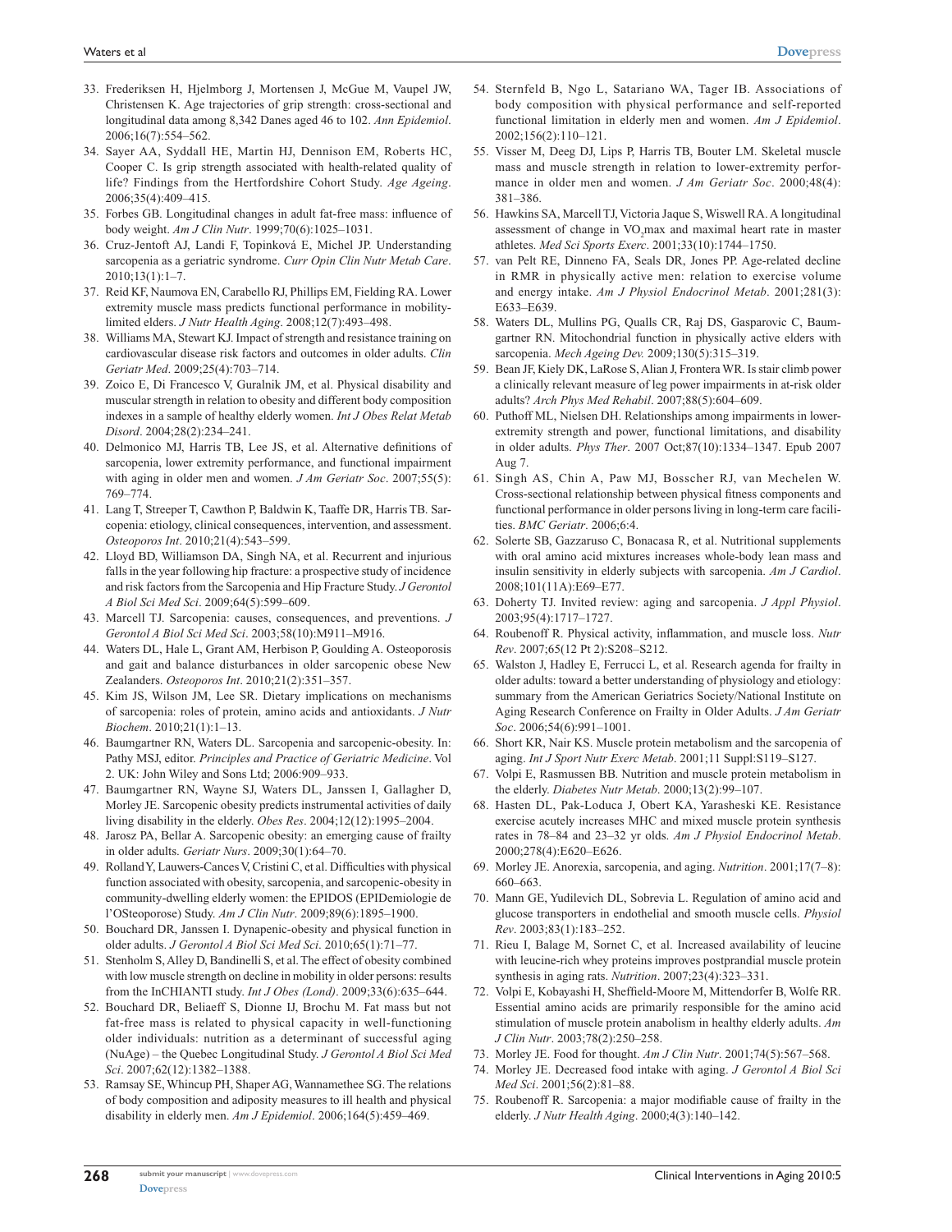33. Frederiksen H, Hjelmborg J, Mortensen J, McGue M, Vaupel JW, Christensen K. Age trajectories of grip strength: cross-sectional and longitudinal data among 8,342 Danes aged 46 to 102. *Ann Epidemiol*. 2006;16(7):554–562.
34. Sayer AA, Syddall HE, Martin HJ, Dennison EM, Roberts HC, Cooper C. Is grip strength associated with health-related quality of life? Findings from the Hertfordshire Cohort Study. *Age Ageing*. 2006;35(4):409–415.
35. Forbes GB. Longitudinal changes in adult fat-free mass: influence of body weight. *Am J Clin Nutr*. 1999;70(6):1025–1031.
36. Cruz-Jentoft AJ, Landi F, Topinková E, Michel JP. Understanding sarcopenia as a geriatric syndrome. *Curr Opin Clin Nutr Metab Care*. 2010;13(1):1–7.
37. Reid KF, Naumova EN, Carabello RJ, Phillips EM, Fielding RA. Lower extremity muscle mass predicts functional performance in mobility-limited elders. *J Nutr Health Aging*. 2008;12(7):493–498.
38. Williams MA, Stewart KJ. Impact of strength and resistance training on cardiovascular disease risk factors and outcomes in older adults. *Clin Geriatr Med*. 2009;25(4):703–714.
39. Zoico E, Di Francesco V, Guralnik JM, et al. Physical disability and muscular strength in relation to obesity and different body composition indexes in a sample of healthy elderly women. *Int J Obes Relat Metab Disord*. 2004;28(2):234–241.
40. Delmonico MJ, Harris TB, Lee JS, et al. Alternative definitions of sarcopenia, lower extremity performance, and functional impairment with aging in older men and women. *J Am Geriatr Soc*. 2007;55(5): 769–774.
41. Lang T, Streeper T, Cawthon P, Baldwin K, Taaffe DR, Harris TB. Sarcopenia: etiology, clinical consequences, intervention, and assessment. *Osteoporos Int*. 2010;21(4):543–599.
42. Lloyd BD, Williamson DA, Singh NA, et al. Recurrent and injurious falls in the year following hip fracture: a prospective study of incidence and risk factors from the Sarcopenia and Hip Fracture Study. *J Gerontol A Biol Sci Med Sci*. 2009;64(5):599–609.
43. Marcell TJ. Sarcopenia: causes, consequences, and preventions. *J Gerontol A Biol Sci Med Sci*. 2003;58(10):M911–M916.
44. Waters DL, Hale L, Grant AM, Herbison P, Goulding A. Osteoporosis and gait and balance disturbances in older sarcopenic obese New Zealanders. *Osteoporos Int*. 2010;21(2):351–357.
45. Kim JS, Wilson JM, Lee SR. Dietary implications on mechanisms of sarcopenia: roles of protein, amino acids and antioxidants. *J Nutr Biochem*. 2010;21(1):1–13.
46. Baumgartner RN, Waters DL. Sarcopenia and sarcopenic-obesity. In: Pathy MSJ, editor. *Principles and Practice of Geriatric Medicine*. Vol 2. UK: John Wiley and Sons Ltd; 2006:909–933.
47. Baumgartner RN, Wayne SJ, Waters DL, Janssen I, Gallagher D, Morley JE. Sarcopenic obesity predicts instrumental activities of daily living disability in the elderly. *Obes Res*. 2004;12(12):1995–2004.
48. Jarosz PA, Bellar A. Sarcopenic obesity: an emerging cause of frailty in older adults. *Geriatr Nurs*. 2009;30(1):64–70.
49. Rolland Y, Lauwers-Cances V, Cristini C, et al. Difficulties with physical function associated with obesity, sarcopenia, and sarcopenic-obesity in community-dwelling elderly women: the EPIDOS (EPIDemiologie de l'OSteoporose) Study. *Am J Clin Nutr*. 2009;89(6):1895–1900.
50. Bouchard DR, Janssen I. Dynapenic-obesity and physical function in older adults. *J Gerontol A Biol Sci Med Sci*. 2010;65(1):71–77.
51. Stenholm S, Alley D, Bandinelli S, et al. The effect of obesity combined with low muscle strength on decline in mobility in older persons: results from the InCHIANTI study. *Int J Obes (Lond)*. 2009;33(6):635–644.
52. Bouchard DR, Beliaeff S, Dionne IJ, Brochu M. Fat mass but not fat-free mass is related to physical capacity in well-functioning older individuals: nutrition as a determinant of successful aging (NuAge) – the Quebec Longitudinal Study. *J Gerontol A Biol Sci Med Sci*. 2007;62(12):1382–1388.
53. Ramsay SE, Whincup PH, Shaper AG, Wannamethee SG. The relations of body composition and adiposity measures to ill health and physical disability in elderly men. *Am J Epidemiol*. 2006;164(5):459–469.
54. Sternfeld B, Ngo L, Satariano WA, Tager IB. Associations of body composition with physical performance and self-reported functional limitation in elderly men and women. *Am J Epidemiol*. 2002;156(2):110–121.
55. Visser M, Deeg DJ, Lips P, Harris TB, Bouter LM. Skeletal muscle mass and muscle strength in relation to lower-extremity performance in older men and women. *J Am Geriatr Soc*. 2000;48(4): 381–386.
56. Hawkins SA, Marcell TJ, Victoria Jaque S, Wiswell RA. A longitudinal assessment of change in $VO_2$max and maximal heart rate in master athletes. *Med Sci Sports Exerc*. 2001;33(10):1744–1750.
57. van Pelt RE, Dinneno FA, Seals DR, Jones PP. Age-related decline in RMR in physically active men: relation to exercise volume and energy intake. *Am J Physiol Endocrinol Metab*. 2001;281(3): E633–E639.
58. Waters DL, Mullins PG, Qualls CR, Raj DS, Gasparovic C, Baumgartner RN. Mitochondrial function in physically active elders with sarcopenia. *Mech Ageing Dev*. 2009;130(5):315–319.
59. Bean JF, Kiely DK, LaRose S, Alian J, Frontera WR. Is stair climb power a clinically relevant measure of leg power impairments in at-risk older adults? *Arch Phys Med Rehabil*. 2007;88(5):604–609.
60. Puthoff ML, Nielsen DH. Relationships among impairments in lower-extremity strength and power, functional limitations, and disability in older adults. *Phys Ther*. 2007 Oct;87(10):1334–1347. Epub 2007 Aug 7.
61. Singh AS, Chin A, Paw MJ, Bosscher RJ, van Mechelen W. Cross-sectional relationship between physical fitness components and functional performance in older persons living in long-term care facilities. *BMC Geriatr*. 2006;6:4.
62. Solerte SB, Gazzaruso C, Bonacasa R, et al. Nutritional supplements with oral amino acid mixtures increases whole-body lean mass and insulin sensitivity in elderly subjects with sarcopenia. *Am J Cardiol*. 2008;101(11A):E69–E77.
63. Doherty TJ. Invited review: aging and sarcopenia. *J Appl Physiol*. 2003;95(4):1717–1727.
64. Roubenoff R. Physical activity, inflammation, and muscle loss. *Nutr Rev*. 2007;65(12 Pt 2):S208–S212.
65. Walston J, Hadley E, Ferrucci L, et al. Research agenda for frailty in older adults: toward a better understanding of physiology and etiology: summary from the American Geriatrics Society/National Institute on Aging Research Conference on Frailty in Older Adults. *J Am Geriatr Soc*. 2006;54(6):991–1001.
66. Short KR, Nair KS. Muscle protein metabolism and the sarcopenia of aging. *Int J Sport Nutr Exerc Metab*. 2001;11 Suppl:S119–S127.
67. Volpi E, Rasmussen BB. Nutrition and muscle protein metabolism in the elderly. *Diabetes Nutr Metab*. 2000;13(2):99–107.
68. Hasten DL, Pak-Loduca J, Obert KA, Yarasheski KE. Resistance exercise acutely increases MHC and mixed muscle protein synthesis rates in 78–84 and 23–32 yr olds. *Am J Physiol Endocrinol Metab*. 2000;278(4):E620–E626.
69. Morley JE. Anorexia, sarcopenia, and aging. *Nutrition*. 2001;17(7–8): 660–663.
70. Mann GE, Yudilevich DL, Sobrevia L. Regulation of amino acid and glucose transporters in endothelial and smooth muscle cells. *Physiol Rev*. 2003;83(1):183–252.
71. Rieu I, Balage M, Sornet C, et al. Increased availability of leucine with leucine-rich whey proteins improves postprandial muscle protein synthesis in aging rats. *Nutrition*. 2007;23(4):323–331.
72. Volpi E, Kobayashi H, Sheffield-Moore M, Mittendorfer B, Wolfe RR. Essential amino acids are primarily responsible for the amino acid stimulation of muscle protein anabolism in healthy elderly adults. *Am J Clin Nutr*. 2003;78(2):250–258.
73. Morley JE. Food for thought. *Am J Clin Nutr*. 2001;74(5):567–568.
74. Morley JE. Decreased food intake with aging. *J Gerontol A Biol Sci Med Sci*. 2001;56(2):81–88.
75. Roubenoff R. Sarcopenia: a major modifiable cause of frailty in the elderly. *J Nutr Health Aging*. 2000;4(3):140–142.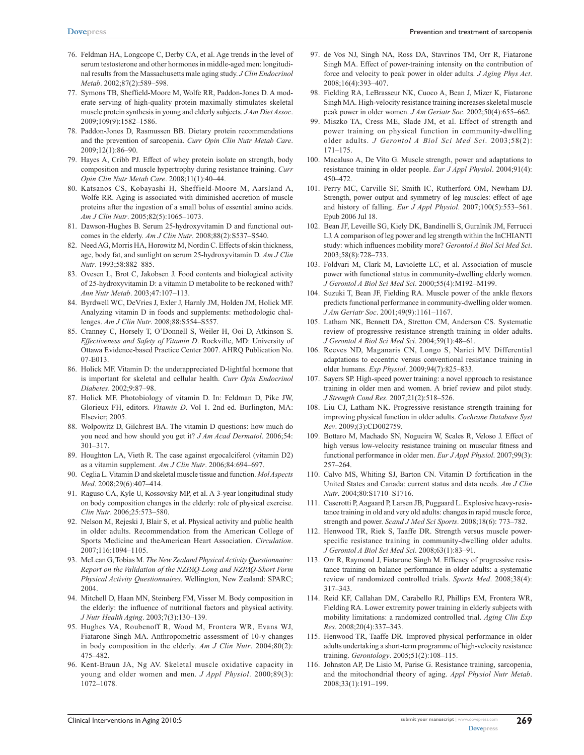76. Feldman HA, Longcope C, Derby CA, et al. Age trends in the level of serum testosterone and other hormones in middle-aged men: longitudinal results from the Massachusetts male aging study. *J Clin Endocrinol Metab*. 2002;87(2):589–598.
77. Symons TB, Sheffield-Moore M, Wolfe RR, Paddon-Jones D. A moderate serving of high-quality protein maximally stimulates skeletal muscle protein synthesis in young and elderly subjects. *J Am Diet Assoc*. 2009;109(9):1582–1586.
78. Paddon-Jones D, Rasmussen BB. Dietary protein recommendations and the prevention of sarcopenia. *Curr Opin Clin Nutr Metab Care*. 2009;12(1):86–90.
79. Hayes A, Cribb PJ. Effect of whey protein isolate on strength, body composition and muscle hypertrophy during resistance training. *Curr Opin Clin Nutr Metab Care*. 2008;11(1):40–44.
80. Katsanos CS, Kobayashi H, Sheffield-Moore M, Aarsland A, Wolfe RR. Aging is associated with diminished accretion of muscle proteins after the ingestion of a small bolus of essential amino acids. *Am J Clin Nutr*. 2005;82(5):1065–1073.
81. Dawson-Hughes B. Serum 25-hydroxyvitamin D and functional outcomes in the elderly. *Am J Clin Nutr*. 2008;88(2):S537–S540.
82. Need AG, Morris HA, Horowitz M, Nordin C. Effects of skin thickness, age, body fat, and sunlight on serum 25-hydroxyvitamin D. *Am J Clin Nutr*. 1993;58:882–885.
83. Ovesen L, Brot C, Jakobsen J. Food contents and biological activity of 25-hydroxyvitamin D: a vitamin D metabolite to be reckoned with? *Ann Nutr Metab*. 2003;47:107–113.
84. Byrdwell WC, DeVries J, Exler J, Harnly JM, Holden JM, Holick MF. Analyzing vitamin D in foods and supplements: methodologic challenges. *Am J Clin Nutr*. 2008;88:S554–S557.
85. Cranney C, Horsely T, O'Donnell S, Weiler H, Ooi D, Atkinson S. *Effectiveness and Safety of Vitamin D*. Rockville, MD: University of Ottawa Evidence-based Practice Center 2007. AHRQ Publication No. 07-E013.
86. Holick MF. Vitamin D: the underappreciated D-lightful hormone that is important for skeletal and cellular health. *Curr Opin Endocrinol Diabetes*. 2002;9:87–98.
87. Holick MF. Photobiology of vitamin D. In: Feldman D, Pike JW, Glorieux FH, editors. *Vitamin D*. Vol 1. 2nd ed. Burlington, MA: Elsevier; 2005.
88. Wolpowitz D, Gilchrest BA. The vitamin D questions: how much do you need and how should you get it? *J Am Acad Dermatol*. 2006;54:301–317.
89. Houghton LA, Vieth R. The case against ergocalciferol (vitamin D2) as a vitamin supplement. *Am J Clin Nutr*. 2006;84:694–697.
90. Ceglia L. Vitamin D and skeletal muscle tissue and function. *Mol Aspects Med*. 2008;29(6):407–414.
91. Raguso CA, Kyle U, Kossovsky MP, et al. A 3-year longitudinal study on body composition changes in the elderly: role of physical exercise. *Clin Nutr*. 2006;25:573–580.
92. Nelson M, Rejeski J, Blair S, et al. Physical activity and public health in older adults. Recommendation from the American College of Sports Medicine and theAmerican Heart Association. *Circulation*. 2007;116:1094–1105.
93. McLean G, Tobias M. *The New Zealand Physical Activity Questionnaire: Report on the Validation of the NZPAQ-Long and NZPAQ-Short Form Physical Activity Questionnaires*. Wellington, New Zealand: SPARC; 2004.
94. Mitchell D, Haan MN, Steinberg FM, Visser M. Body composition in the elderly: the influence of nutritional factors and physical activity. *J Nutr Health Aging*. 2003;7(3):130–139.
95. Hughes VA, Roubenoff R, Wood M, Frontera WR, Evans WJ, Fiatarone Singh MA. Anthropometric assessment of 10-y changes in body composition in the elderly. *Am J Clin Nutr*. 2004;80(2):475–482.
96. Kent-Braun JA, Ng AV. Skeletal muscle oxidative capacity in young and older women and men. *J Appl Physiol*. 2000;89(3):1072–1078.
97. de Vos NJ, Singh NA, Ross DA, Stavrinos TM, Orr R, Fiatarone Singh MA. Effect of power-training intensity on the contribution of force and velocity to peak power in older adults. *J Aging Phys Act*. 2008;16(4):393–407.
98. Fielding RA, LeBrasseur NK, Cuoco A, Bean J, Mizer K, Fiatarone Singh MA. High-velocity resistance training increases skeletal muscle peak power in older women. *J Am Geriatr Soc*. 2002;50(4):655–662.
99. Miszko TA, Cress ME, Slade JM, et al. Effect of strength and power training on physical function in community-dwelling older adults. *J Gerontol A Biol Sci Med Sci*. 2003;58(2):171–175.
100. Macaluso A, De Vito G. Muscle strength, power and adaptations to resistance training in older people. *Eur J Appl Physiol*. 2004;91(4):450–472.
101. Perry MC, Carville SF, Smith IC, Rutherford OM, Newham DJ. Strength, power output and symmetry of leg muscles: effect of age and history of falling. *Eur J Appl Physiol*. 2007;100(5):553–561. Epub 2006 Jul 18.
102. Bean JF, Leveille SG, Kiely DK, Bandinelli S, Guralnik JM, Ferrucci LJ. A comparison of leg power and leg strength within the InCHIANTI study: which influences mobility more? *Gerontol A Biol Sci Med Sci*. 2003;58(8):728–733.
103. Foldvari M, Clark M, Laviolette LC, et al. Association of muscle power with functional status in community-dwelling elderly women. *J Gerontol A Biol Sci Med Sci*. 2000;55(4):M192–M199.
104. Suzuki T, Bean JF, Fielding RA. Muscle power of the ankle flexors predicts functional performance in community-dwelling older women. *J Am Geriatr Soc*. 2001;49(9):1161–1167.
105. Latham NK, Bennett DA, Stretton CM, Anderson CS. Systematic review of progressive resistance strength training in older adults. *J Gerontol A Biol Sci Med Sci*. 2004;59(1):48–61.
106. Reeves ND, Maganaris CN, Longo S, Narici MV. Differential adaptations to eccentric versus conventional resistance training in older humans. *Exp Physiol*. 2009;94(7):825–833.
107. Sayers SP. High-speed power training: a novel approach to resistance training in older men and women. A brief review and pilot study. *J Strength Cond Res*. 2007;21(2):518–526.
108. Liu CJ, Latham NK. Progressive resistance strength training for improving physical function in older adults. *Cochrane Database Syst Rev*. 2009;(3):CD002759.
109. Bottaro M, Machado SN, Nogueira W, Scales R, Veloso J. Effect of high versus low-velocity resistance training on muscular fitness and functional performance in older men. *Eur J Appl Physiol*. 2007;99(3):257–264.
110. Calvo MS, Whiting SJ, Barton CN. Vitamin D fortification in the United States and Canada: current status and data needs. *Am J Clin Nutr*. 2004;80:S1710–S1716.
111. Caserotti P, Aagaard P, Larsen JB, Puggaard L. Explosive heavy-resistance training in old and very old adults: changes in rapid muscle force, strength and power. *Scand J Med Sci Sports*. 2008;18(6): 773–782.
112. Henwood TR, Riek S, Taaffe DR. Strength versus muscle power-specific resistance training in community-dwelling older adults. *J Gerontol A Biol Sci Med Sci*. 2008;63(1):83–91.
113. Orr R, Raymond J, Fiatarone Singh M. Efficacy of progressive resistance training on balance performance in older adults: a systematic review of randomized controlled trials. *Sports Med*. 2008;38(4):317–343.
114. Reid KF, Callahan DM, Carabello RJ, Phillips EM, Frontera WR, Fielding RA. Lower extremity power training in elderly subjects with mobility limitations: a randomized controlled trial. *Aging Clin Exp Res*. 2008;20(4):337–343.
115. Henwood TR, Taaffe DR. Improved physical performance in older adults undertaking a short-term programme of high-velocity resistance training. *Gerontology*. 2005;51(2):108–115.
116. Johnston AP, De Lisio M, Parise G. Resistance training, sarcopenia, and the mitochondrial theory of aging. *Appl Physiol Nutr Metab*. 2008;33(1):191–199.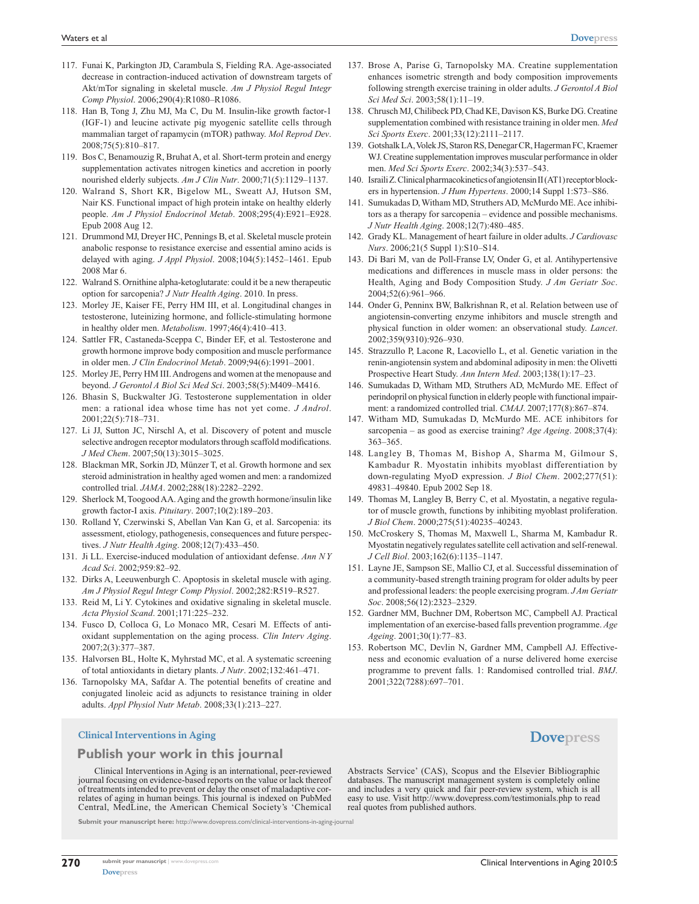117. Funai K, Parkington JD, Carambula S, Fielding RA. Age-associated decrease in contraction-induced activation of downstream targets of Akt/mTor signaling in skeletal muscle. *Am J Physiol Regul Integr Comp Physiol*. 2006;290(4):R1080–R1086.
118. Han B, Tong J, Zhu MJ, Ma C, Du M. Insulin-like growth factor-1 (IGF-1) and leucine activate pig myogenic satellite cells through mammalian target of rapamycin (mTOR) pathway. *Mol Reprod Dev*. 2008;75(5):810–817.
119. Bos C, Benamouzig R, Bruhat A, et al. Short-term protein and energy supplementation activates nitrogen kinetics and accretion in poorly nourished elderly subjects. *Am J Clin Nutr*. 2000;71(5):1129–1137.
120. Walrand S, Short KR, Bigelow ML, Sweatt AJ, Hutson SM, Nair KS. Functional impact of high protein intake on healthy elderly people. *Am J Physiol Endocrinol Metab*. 2008;295(4):E921–E928. Epub 2008 Aug 12.
121. Drummond MJ, Dreyer HC, Pennings B, et al. Skeletal muscle protein anabolic response to resistance exercise and essential amino acids is delayed with aging. *J Appl Physiol*. 2008;104(5):1452–1461. Epub 2008 Mar 6.
122. Walrand S. Ornithine alpha-ketoglutarate: could it be a new therapeutic option for sarcopenia? *J Nutr Health Aging*. 2010. In press.
123. Morley JE, Kaiser FE, Perry HM III, et al. Longitudinal changes in testosterone, luteinizing hormone, and follicle-stimulating hormone in healthy older men. *Metabolism*. 1997;46(4):410–413.
124. Sattler FR, Castaneda-Sceppa C, Binder EF, et al. Testosterone and growth hormone improve body composition and muscle performance in older men. *J Clin Endocrinol Metab*. 2009;94(6):1991–2001.
125. Morley JE, Perry HM III. Androgens and women at the menopause and beyond. *J Gerontol A Biol Sci Med Sci*. 2003;58(5):M409–M416.
126. Bhasin S, Buckwalter JG. Testosterone supplementation in older men: a rational idea whose time has not yet come. *J Androl*. 2001;22(5):718–731.
127. Li JJ, Sutton JC, Nirschl A, et al. Discovery of potent and muscle selective androgen receptor modulators through scaffold modifications. *J Med Chem*. 2007;50(13):3015–3025.
128. Blackman MR, Sorkin JD, Münzer T, et al. Growth hormone and sex steroid administration in healthy aged women and men: a randomized controlled trial. *JAMA*. 2002;288(18):2282–2292.
129. Sherlock M, Toogood AA. Aging and the growth hormone/insulin like growth factor-I axis. *Pituitary*. 2007;10(2):189–203.
130. Rolland Y, Czerwinski S, Abellan Van Kan G, et al. Sarcopenia: its assessment, etiology, pathogenesis, consequences and future perspectives. *J Nutr Health Aging*. 2008;12(7):433–450.
131. Ji LL. Exercise-induced modulation of antioxidant defense. *Ann N Y Acad Sci*. 2002;959:82–92.
132. Dirks A, Leeuwenburgh C. Apoptosis in skeletal muscle with aging. *Am J Physiol Regul Integr Comp Physiol*. 2002;282:R519–R527.
133. Reid M, Li Y. Cytokines and oxidative signaling in skeletal muscle. *Acta Physiol Scand*. 2001;171:225–232.
134. Fusco D, Colloca G, Lo Monaco MR, Cesari M. Effects of antioxidant supplementation on the aging process. *Clin Interv Aging*. 2007;2(3):377–387.
135. Halvorsen BL, Holte K, Myhrstad MC, et al. A systematic screening of total antioxidants in dietary plants. *J Nutr*. 2002;132:461–471.
136. Tarnopolsky MA, Safdar A. The potential benefits of creatine and conjugated linoleic acid as adjuncts to resistance training in older adults. *Appl Physiol Nutr Metab*. 2008;33(1):213–227.
137. Brose A, Parise G, Tarnopolsky MA. Creatine supplementation enhances isometric strength and body composition improvements following strength exercise training in older adults. *J Gerontol A Biol Sci Med Sci*. 2003;58(1):11–19.
138. Chrusch MJ, Chilibeck PD, Chad KE, Davison KS, Burke DG. Creatine supplementation combined with resistance training in older men. *Med Sci Sports Exerc*. 2001;33(12):2111–2117.
139. Gotshalk LA, Volek JS, Staron RS, Denegar CR, Hagerman FC, Kraemer WJ. Creatine supplementation improves muscular performance in older men. *Med Sci Sports Exerc*. 2002;34(3):537–543.
140. Israili Z. Clinical pharmacokinetics of angiotensin II (AT1) receptor blockers in hypertension. *J Hum Hypertens*. 2000;14 Suppl 1:S73–S86.
141. Sumukadas D, Witham MD, Struthers AD, McMurdo ME. Ace inhibitors as a therapy for sarcopenia – evidence and possible mechanisms. *J Nutr Health Aging*. 2008;12(7):480–485.
142. Grady KL. Management of heart failure in older adults. *J Cardiovasc Nurs*. 2006;21(5 Suppl 1):S10–S14.
143. Di Bari M, van de Poll-Franse LV, Onder G, et al. Antihypertensive medications and differences in muscle mass in older persons: the Health, Aging and Body Composition Study. *J Am Geriatr Soc*. 2004;52(6):961–966.
144. Onder G, Penninx BW, Balkrishnan R, et al. Relation between use of angiotensin-converting enzyme inhibitors and muscle strength and physical function in older women: an observational study. *Lancet*. 2002;359(9310):926–930.
145. Strazzullo P, Lacone R, Lacoviello L, et al. Genetic variation in the renin-angiotensin system and abdominal adiposity in men: the Olivetti Prospective Heart Study. *Ann Intern Med*. 2003;138(1):17–23.
146. Sumukadas D, Witham MD, Struthers AD, McMurdo ME. Effect of perindopril on physical function in elderly people with functional impairment: a randomized controlled trial. *CMAJ*. 2007;177(8):867–874.
147. Witham MD, Sumukadas D, McMurdo ME. ACE inhibitors for sarcopenia – as good as exercise training? *Age Ageing*. 2008;37(4):363–365.
148. Langley B, Thomas M, Bishop A, Sharma M, Gilmour S, Kambadur R. Myostatin inhibits myoblast differentiation by down-regulating MyoD expression. *J Biol Chem*. 2002;277(51):49831–49840. Epub 2002 Sep 18.
149. Thomas M, Langley B, Berry C, et al. Myostatin, a negative regulator of muscle growth, functions by inhibiting myoblast proliferation. *J Biol Chem*. 2000;275(51):40235–40243.
150. McCroskery S, Thomas M, Maxwell L, Sharma M, Kambadur R. Myostatin negatively regulates satellite cell activation and self-renewal. *J Cell Biol*. 2003;162(6):1135–1147.
151. Layne JE, Sampson SE, Mallio CJ, et al. Successful dissemination of a community-based strength training program for older adults by peer and professional leaders: the people exercising program. *J Am Geriatr Soc*. 2008;56(12):2323–2329.
152. Gardner MM, Buchner DM, Robertson MC, Campbell AJ. Practical implementation of an exercise-based falls prevention programme. *Age Ageing*. 2001;30(1):77–83.
153. Robertson MC, Devlin N, Gardner MM, Campbell AJ. Effectiveness and economic evaluation of a nurse delivered home exercise programme to prevent falls. 1: Randomised controlled trial. *BMJ*. 2001;322(7288):697–701.

**Clinical Interventions in Aging**

## Publish your work in this journal

Clinical Interventions in Aging is an international, peer-reviewed journal focusing on evidence-based reports on the value or lack thereof of treatments intended to prevent or delay the onset of maladaptive correlates of aging in human beings. This journal is indexed on PubMed Central, MedLine, the American Chemical Society's 'Chemical Abstracts Service' (CAS), Scopus and the Elsevier Bibliographic databases. The manuscript management system is completely online and includes a very quick and fair peer-review system, which is all easy to use. Visit http://www.dovepress.com/testimonials.php to read real quotes from published authors.

**Submit your manuscript here:** http://www.dovepress.com/clinical-interventions-in-aging-journal